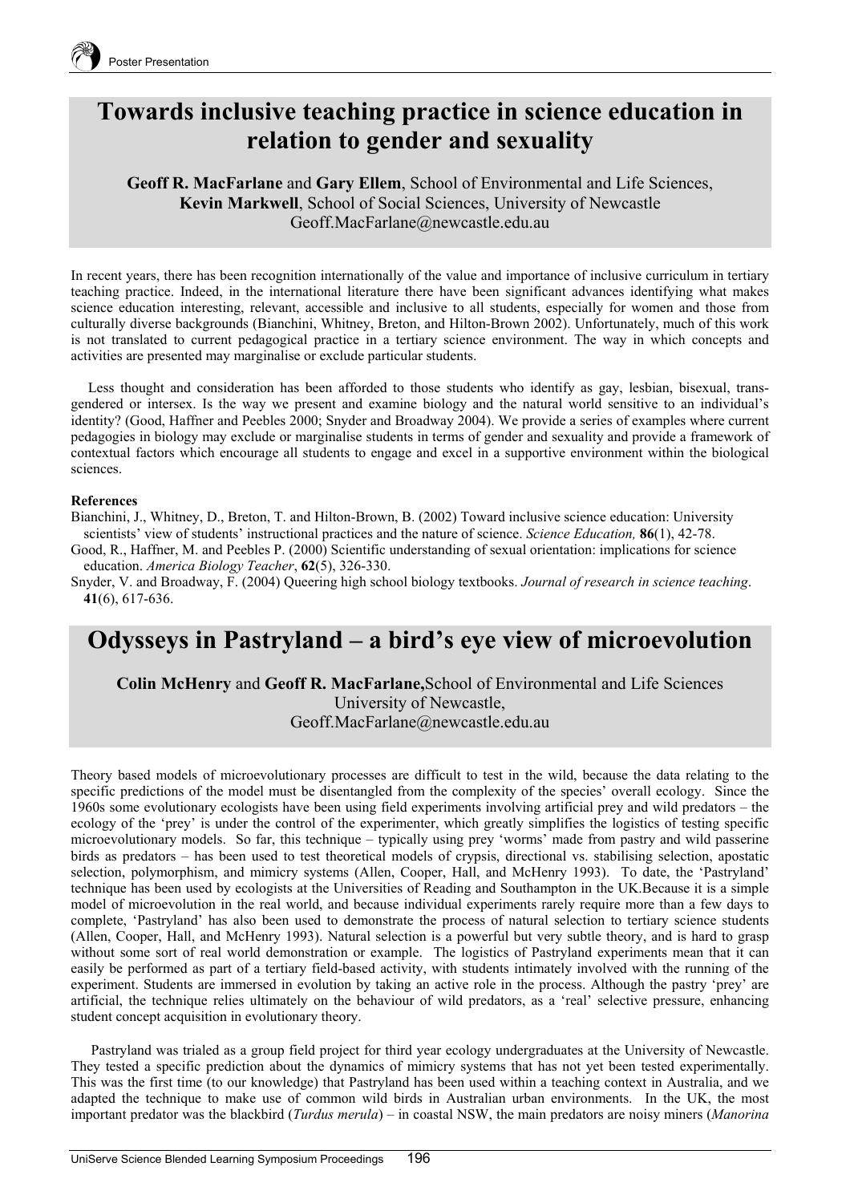# Towards inclusive teaching practice in science education in relation to gender and sexuality

**Geoff R. MacFarlane** and **Gary Ellem**, School of Environmental and Life Sciences,
**Kevin Markwell**, School of Social Sciences, University of Newcastle
Geoff.MacFarlane@newcastle.edu.au

In recent years, there has been recognition internationally of the value and importance of inclusive curriculum in tertiary teaching practice. Indeed, in the international literature there have been significant advances identifying what makes science education interesting, relevant, accessible and inclusive to all students, especially for women and those from culturally diverse backgrounds (Bianchini, Whitney, Breton, and Hilton-Brown 2002). Unfortunately, much of this work is not translated to current pedagogical practice in a tertiary science environment. The way in which concepts and activities are presented may marginalise or exclude particular students.

Less thought and consideration has been afforded to those students who identify as gay, lesbian, bisexual, trans-gendered or intersex. Is the way we present and examine biology and the natural world sensitive to an individual's identity? (Good, Haffner and Peebles 2000; Snyder and Broadway 2004). We provide a series of examples where current pedagogies in biology may exclude or marginalise students in terms of gender and sexuality and provide a framework of contextual factors which encourage all students to engage and excel in a supportive environment within the biological sciences.

**References**

Bianchini, J., Whitney, D., Breton, T. and Hilton-Brown, B. (2002) Toward inclusive science education: University scientists' view of students' instructional practices and the nature of science. *Science Education,* **86**(1), 42-78.

Good, R., Haffner, M. and Peebles P. (2000) Scientific understanding of sexual orientation: implications for science education. *America Biology Teacher*, **62**(5), 326-330.

Snyder, V. and Broadway, F. (2004) Queering high school biology textbooks. *Journal of research in science teaching*. **41**(6), 617-636.

# Odysseys in Pastryland – a bird's eye view of microevolution

**Colin McHenry** and **Geoff R. MacFarlane,** School of Environmental and Life Sciences
University of Newcastle,
Geoff.MacFarlane@newcastle.edu.au

Theory based models of microevolutionary processes are difficult to test in the wild, because the data relating to the specific predictions of the model must be disentangled from the complexity of the species' overall ecology. Since the 1960s some evolutionary ecologists have been using field experiments involving artificial prey and wild predators – the ecology of the 'prey' is under the control of the experimenter, which greatly simplifies the logistics of testing specific microevolutionary models. So far, this technique – typically using prey 'worms' made from pastry and wild passerine birds as predators – has been used to test theoretical models of crypsis, directional vs. stabilising selection, apostatic selection, polymorphism, and mimicry systems (Allen, Cooper, Hall, and McHenry 1993). To date, the 'Pastryland' technique has been used by ecologists at the Universities of Reading and Southampton in the UK.Because it is a simple model of microevolution in the real world, and because individual experiments rarely require more than a few days to complete, 'Pastryland' has also been used to demonstrate the process of natural selection to tertiary science students (Allen, Cooper, Hall, and McHenry 1993). Natural selection is a powerful but very subtle theory, and is hard to grasp without some sort of real world demonstration or example. The logistics of Pastryland experiments mean that it can easily be performed as part of a tertiary field-based activity, with students intimately involved with the running of the experiment. Students are immersed in evolution by taking an active role in the process. Although the pastry 'prey' are artificial, the technique relies ultimately on the behaviour of wild predators, as a 'real' selective pressure, enhancing student concept acquisition in evolutionary theory.

Pastryland was trialed as a group field project for third year ecology undergraduates at the University of Newcastle. They tested a specific prediction about the dynamics of mimicry systems that has not yet been tested experimentally. This was the first time (to our knowledge) that Pastryland has been used within a teaching context in Australia, and we adapted the technique to make use of common wild birds in Australian urban environments. In the UK, the most important predator was the blackbird (*Turdus merula*) – in coastal NSW, the main predators are noisy miners (*Manorina*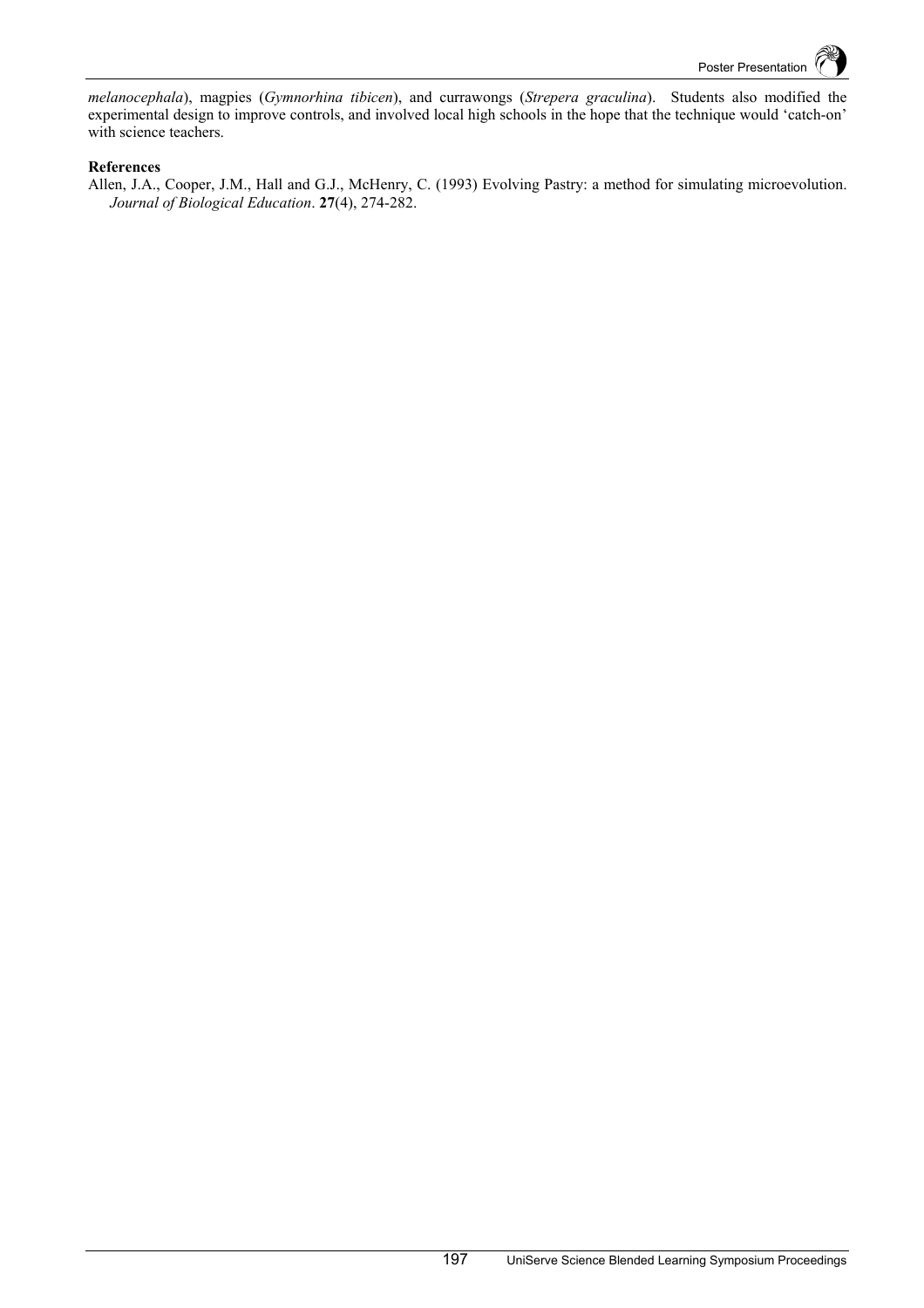*melanocephala*), magpies (*Gymnorhina tibicen*), and currawongs (*Strepera graculina*). Students also modified the experimental design to improve controls, and involved local high schools in the hope that the technique would 'catch-on' with science teachers.

**References**

Allen, J.A., Cooper, J.M., Hall and G.J., McHenry, C. (1993) Evolving Pastry: a method for simulating microevolution. *Journal of Biological Education*. **27**(4), 274-282.